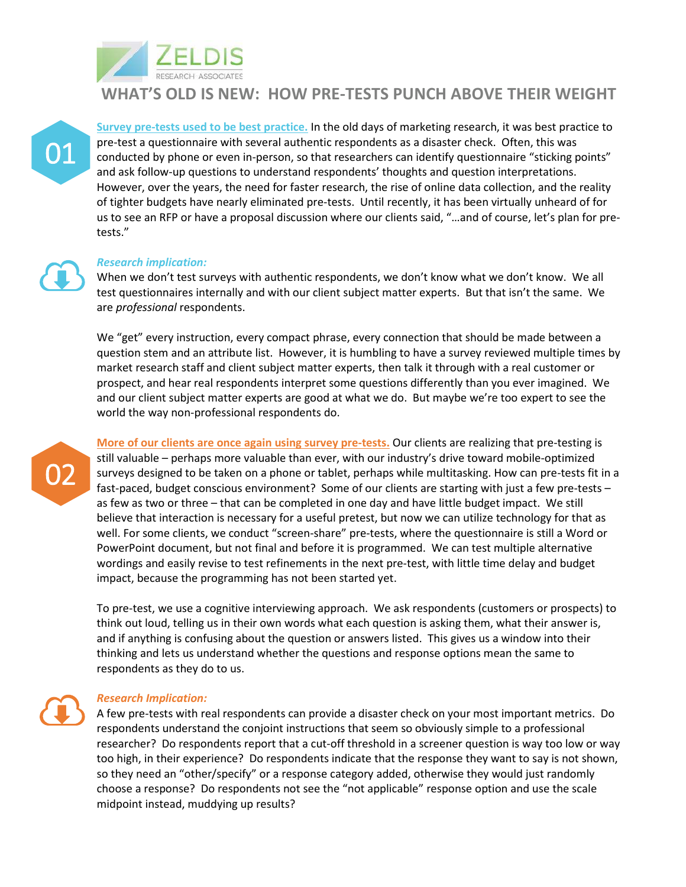ZELDIS

RESEARCH ASSOCIATES

# WHAT'S OLD IS NEW: HOW PRE-TESTS PUNCH ABOVE THEIR WEIGHT

01

**Survey pre-tests used to be best practice.** In the old days of marketing research, it was best practice to pre-test a questionnaire with several authentic respondents as a disaster check. Often, this was conducted by phone or even in-person, so that researchers can identify questionnaire "sticking points" and ask follow-up questions to understand respondents' thoughts and question interpretations. However, over the years, the need for faster research, the rise of online data collection, and the reality of tighter budgets have nearly eliminated pre-tests. Until recently, it has been virtually unheard of for us to see an RFP or have a proposal discussion where our clients said, "…and of course, let's plan for pre-tests."

***Research implication:***

When we don't test surveys with authentic respondents, we don't know what we don't know. We all test questionnaires internally and with our client subject matter experts. But that isn't the same. We are *professional* respondents.

We "get" every instruction, every compact phrase, every connection that should be made between a question stem and an attribute list. However, it is humbling to have a survey reviewed multiple times by market research staff and client subject matter experts, then talk it through with a real customer or prospect, and hear real respondents interpret some questions differently than you ever imagined. We and our client subject matter experts are good at what we do. But maybe we're too expert to see the world the way non-professional respondents do.

02

**More of our clients are once again using survey pre-tests.** Our clients are realizing that pre-testing is still valuable – perhaps more valuable than ever, with our industry's drive toward mobile-optimized surveys designed to be taken on a phone or tablet, perhaps while multitasking. How can pre-tests fit in a fast-paced, budget conscious environment? Some of our clients are starting with just a few pre-tests – as few as two or three – that can be completed in one day and have little budget impact. We still believe that interaction is necessary for a useful pretest, but now we can utilize technology for that as well. For some clients, we conduct "screen-share" pre-tests, where the questionnaire is still a Word or PowerPoint document, but not final and before it is programmed. We can test multiple alternative wordings and easily revise to test refinements in the next pre-test, with little time delay and budget impact, because the programming has not been started yet.

To pre-test, we use a cognitive interviewing approach. We ask respondents (customers or prospects) to think out loud, telling us in their own words what each question is asking them, what their answer is, and if anything is confusing about the question or answers listed. This gives us a window into their thinking and lets us understand whether the questions and response options mean the same to respondents as they do to us.

***Research Implication:***

A few pre-tests with real respondents can provide a disaster check on your most important metrics. Do respondents understand the conjoint instructions that seem so obviously simple to a professional researcher? Do respondents report that a cut-off threshold in a screener question is way too low or way too high, in their experience? Do respondents indicate that the response they want to say is not shown, so they need an "other/specify" or a response category added, otherwise they would just randomly choose a response? Do respondents not see the "not applicable" response option and use the scale midpoint instead, muddying up results?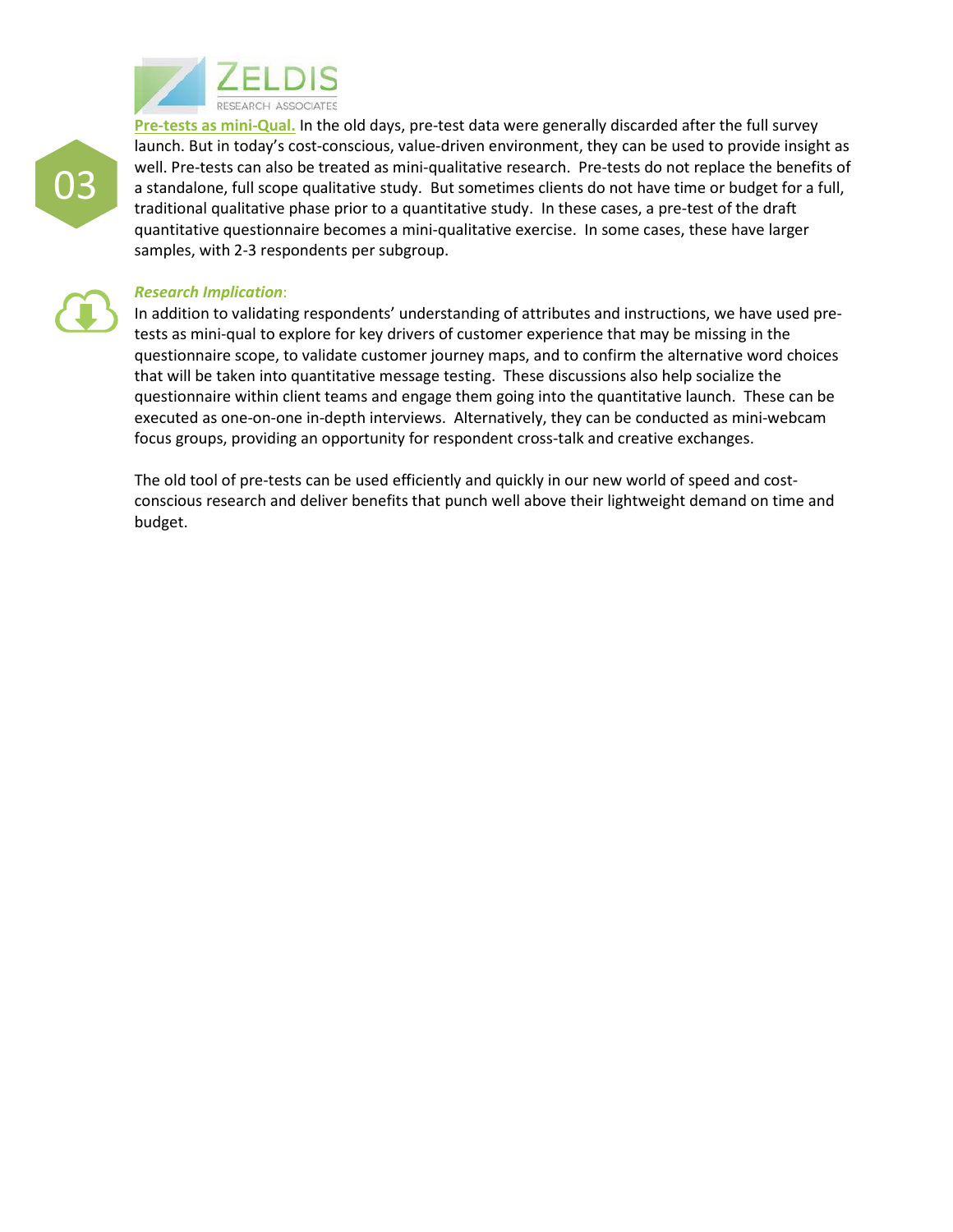**Pre-tests as mini-Qual.** In the old days, pre-test data were generally discarded after the full survey launch. But in today's cost-conscious, value-driven environment, they can be used to provide insight as well. Pre-tests can also be treated as mini-qualitative research. Pre-tests do not replace the benefits of a standalone, full scope qualitative study. But sometimes clients do not have time or budget for a full, traditional qualitative phase prior to a quantitative study. In these cases, a pre-test of the draft quantitative questionnaire becomes a mini-qualitative exercise. In some cases, these have larger samples, with 2-3 respondents per subgroup.

***Research Implication***:

In addition to validating respondents' understanding of attributes and instructions, we have used pre-tests as mini-qual to explore for key drivers of customer experience that may be missing in the questionnaire scope, to validate customer journey maps, and to confirm the alternative word choices that will be taken into quantitative message testing. These discussions also help socialize the questionnaire within client teams and engage them going into the quantitative launch. These can be executed as one-on-one in-depth interviews. Alternatively, they can be conducted as mini-webcam focus groups, providing an opportunity for respondent cross-talk and creative exchanges.

The old tool of pre-tests can be used efficiently and quickly in our new world of speed and cost-conscious research and deliver benefits that punch well above their lightweight demand on time and budget.